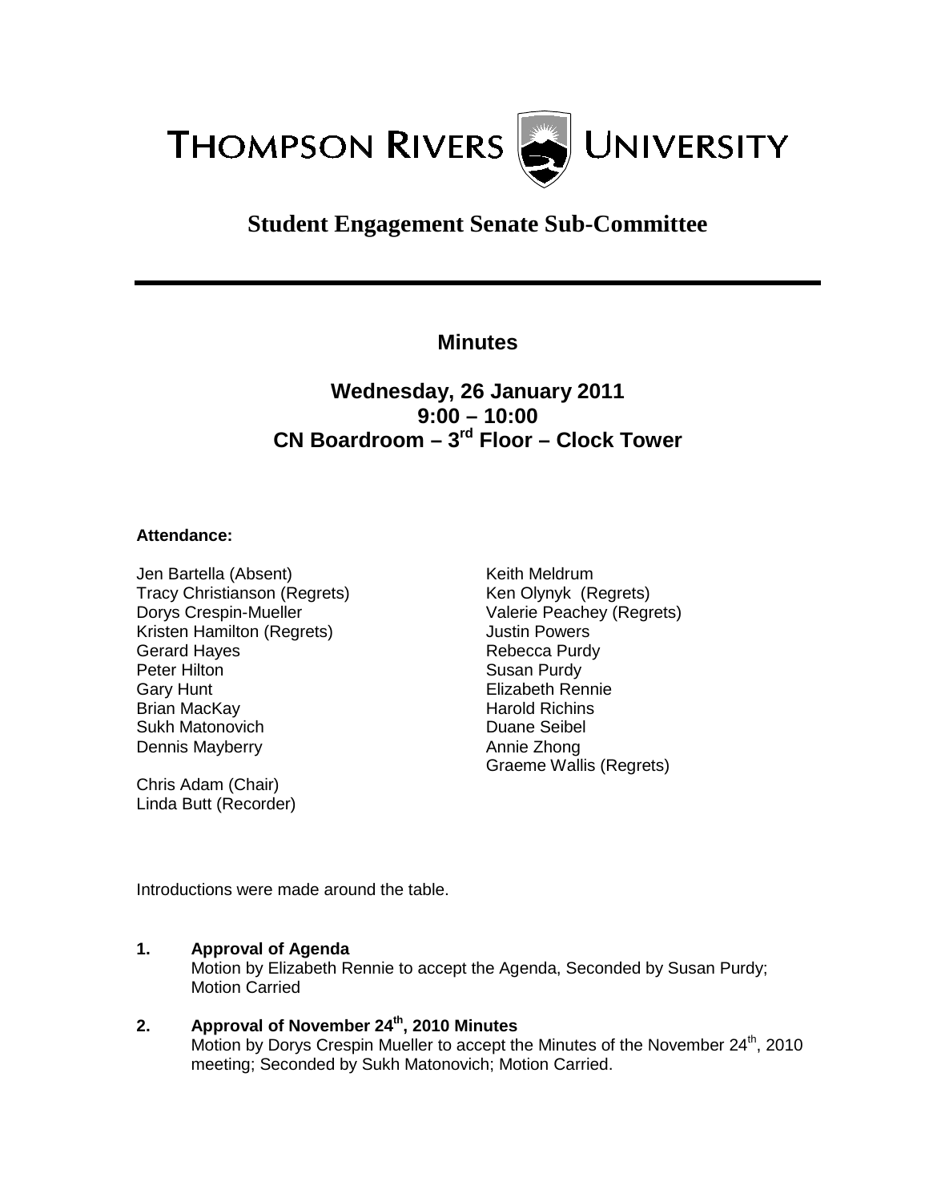# THOMPSON RIVERS UNIVERSITY

## Student Engagement Senate Sub-Committee

### Minutes

### Wednesday, 26 January 2011
### 9:00 – 10:00
### CN Boardroom – 3rd Floor – Clock Tower

**Attendance:**

Jen Bartella (Absent)
Tracy Christianson (Regrets)
Dorys Crespin-Mueller
Kristen Hamilton (Regrets)
Gerard Hayes
Peter Hilton
Gary Hunt
Brian MacKay
Sukh Matonovich
Dennis Mayberry

Keith Meldrum
Ken Olynyk (Regrets)
Valerie Peachey (Regrets)
Justin Powers
Rebecca Purdy
Susan Purdy
Elizabeth Rennie
Harold Richins
Duane Seibel
Annie Zhong
Graeme Wallis (Regrets)

Chris Adam (Chair)
Linda Butt (Recorder)

Introductions were made around the table.

**1. Approval of Agenda**
Motion by Elizabeth Rennie to accept the Agenda, Seconded by Susan Purdy; Motion Carried

**2. Approval of November 24th, 2010 Minutes**
Motion by Dorys Crespin Mueller to accept the Minutes of the November 24th, 2010 meeting; Seconded by Sukh Matonovich; Motion Carried.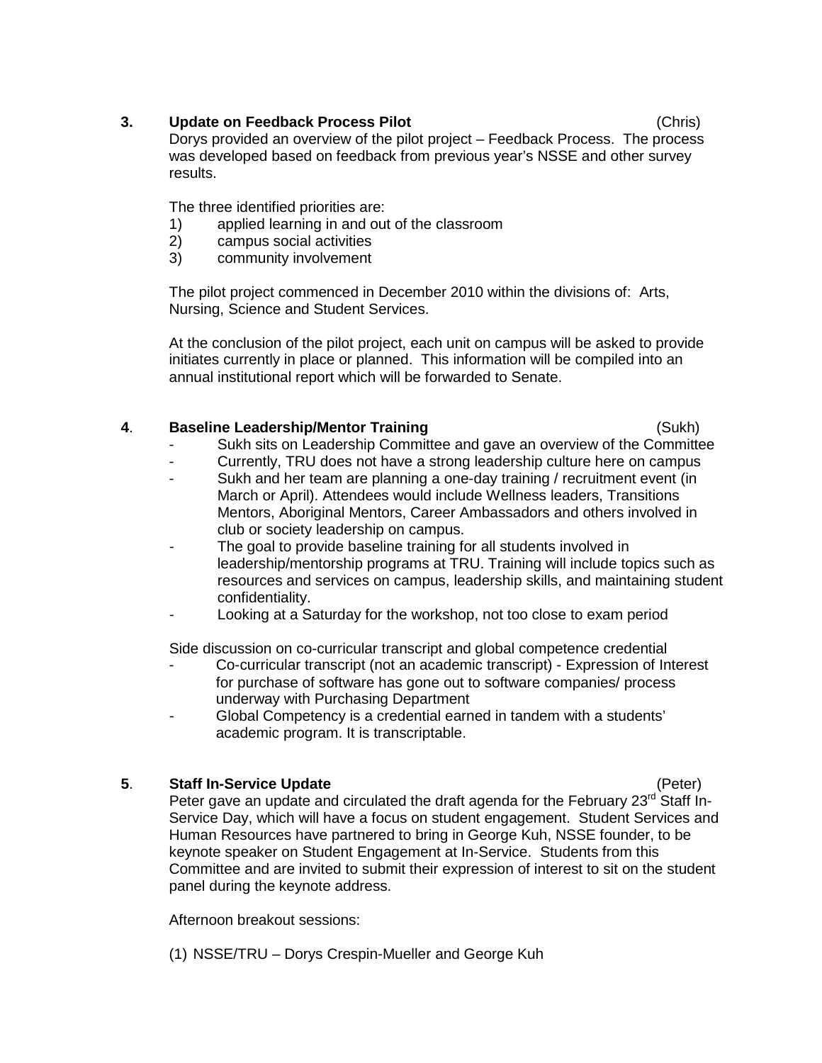**3. Update on Feedback Process Pilot** (Chris)

Dorys provided an overview of the pilot project – Feedback Process. The process was developed based on feedback from previous year's NSSE and other survey results.

The three identified priorities are:

1) applied learning in and out of the classroom
2) campus social activities
3) community involvement

The pilot project commenced in December 2010 within the divisions of: Arts, Nursing, Science and Student Services.

At the conclusion of the pilot project, each unit on campus will be asked to provide initiates currently in place or planned. This information will be compiled into an annual institutional report which will be forwarded to Senate.

**4. Baseline Leadership/Mentor Training** (Sukh)

- Sukh sits on Leadership Committee and gave an overview of the Committee
- Currently, TRU does not have a strong leadership culture here on campus
- Sukh and her team are planning a one-day training / recruitment event (in March or April). Attendees would include Wellness leaders, Transitions Mentors, Aboriginal Mentors, Career Ambassadors and others involved in club or society leadership on campus.
- The goal to provide baseline training for all students involved in leadership/mentorship programs at TRU. Training will include topics such as resources and services on campus, leadership skills, and maintaining student confidentiality.
- Looking at a Saturday for the workshop, not too close to exam period

Side discussion on co-curricular transcript and global competence credential

- Co-curricular transcript (not an academic transcript) - Expression of Interest for purchase of software has gone out to software companies/ process underway with Purchasing Department
- Global Competency is a credential earned in tandem with a students' academic program. It is transcriptable.

**5. Staff In-Service Update** (Peter)

Peter gave an update and circulated the draft agenda for the February 23rd Staff In-Service Day, which will have a focus on student engagement. Student Services and Human Resources have partnered to bring in George Kuh, NSSE founder, to be keynote speaker on Student Engagement at In-Service. Students from this Committee and are invited to submit their expression of interest to sit on the student panel during the keynote address.

Afternoon breakout sessions:

(1) NSSE/TRU – Dorys Crespin-Mueller and George Kuh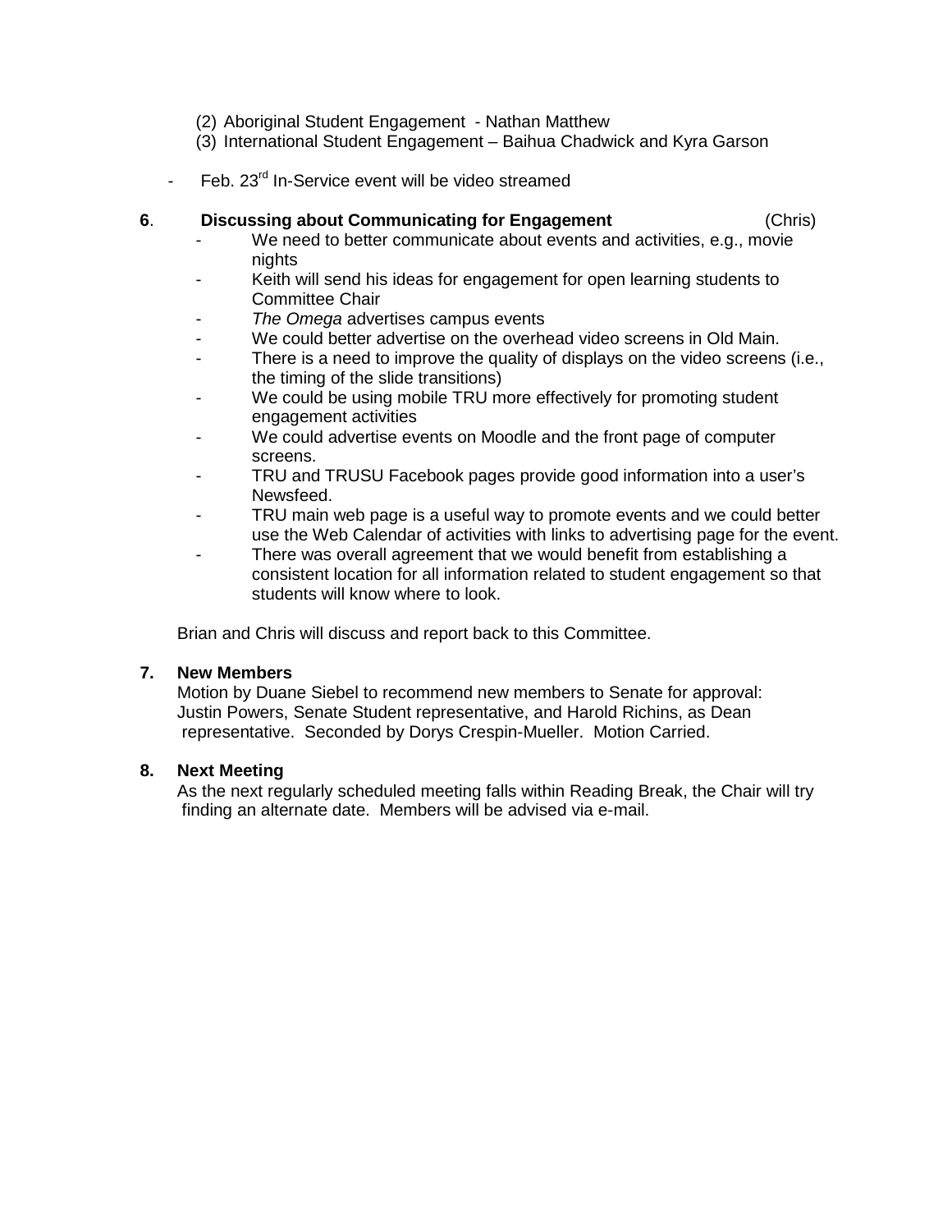(2) Aboriginal Student Engagement - Nathan Matthew
(3) International Student Engagement – Baihua Chadwick and Kyra Garson

- Feb. 23rd In-Service event will be video streamed

**6. Discussing about Communicating for Engagement** (Chris)

- We need to better communicate about events and activities, e.g., movie nights
- Keith will send his ideas for engagement for open learning students to Committee Chair
- *The Omega* advertises campus events
- We could better advertise on the overhead video screens in Old Main.
- There is a need to improve the quality of displays on the video screens (i.e., the timing of the slide transitions)
- We could be using mobile TRU more effectively for promoting student engagement activities
- We could advertise events on Moodle and the front page of computer screens.
- TRU and TRUSU Facebook pages provide good information into a user's Newsfeed.
- TRU main web page is a useful way to promote events and we could better use the Web Calendar of activities with links to advertising page for the event.
- There was overall agreement that we would benefit from establishing a consistent location for all information related to student engagement so that students will know where to look.

Brian and Chris will discuss and report back to this Committee.

**7. New Members**

Motion by Duane Siebel to recommend new members to Senate for approval: Justin Powers, Senate Student representative, and Harold Richins, as Dean representative. Seconded by Dorys Crespin-Mueller. Motion Carried.

**8. Next Meeting**

As the next regularly scheduled meeting falls within Reading Break, the Chair will try finding an alternate date. Members will be advised via e-mail.